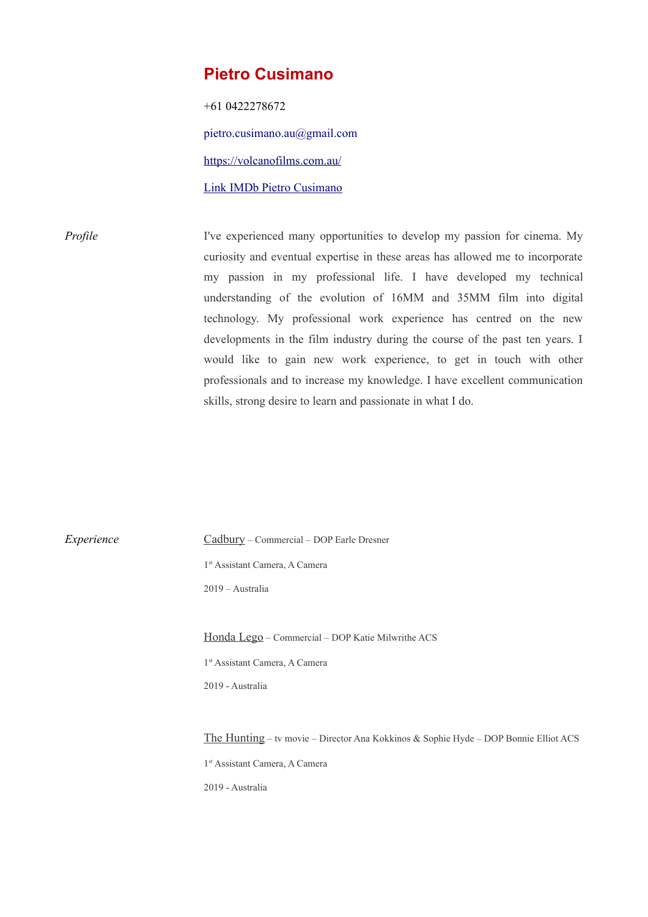# Pietro Cusimano

+61 0422278672

pietro.cusimano.au@gmail.com

[https://volcanofilms.com.au/](https://volcanofilms.com.au/)

[Link IMDb Pietro Cusimano]()

## *Profile*

I've experienced many opportunities to develop my passion for cinema. My curiosity and eventual expertise in these areas has allowed me to incorporate my passion in my professional life. I have developed my technical understanding of the evolution of 16MM and 35MM film into digital technology. My professional work experience has centred on the new developments in the film industry during the course of the past ten years. I would like to gain new work experience, to get in touch with other professionals and to increase my knowledge. I have excellent communication skills, strong desire to learn and passionate in what I do.

## *Experience*

Cadbury – Commercial – DOP Earle Dresner

1st Assistant Camera, A Camera

2019 – Australia

Honda Lego – Commercial – DOP Katie Milwrithe ACS

1st Assistant Camera, A Camera

2019 - Australia

The Hunting – tv movie – Director Ana Kokkinos & Sophie Hyde – DOP Bonnie Elliot ACS

1st Assistant Camera, A Camera

2019 - Australia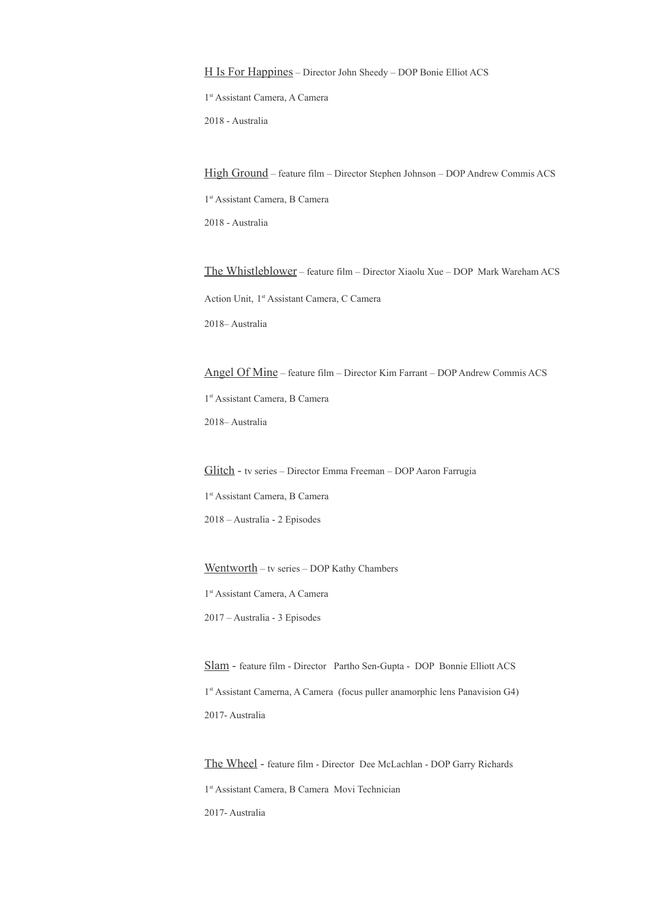H Is For Happines – Director John Sheedy – DOP Bonie Elliot ACS

1st Assistant Camera, A Camera

2018 - Australia

High Ground – feature film – Director Stephen Johnson – DOP Andrew Commis ACS

1st Assistant Camera, B Camera

2018 - Australia

The Whistleblower – feature film – Director Xiaolu Xue – DOP Mark Wareham ACS

Action Unit, 1st Assistant Camera, C Camera

2018– Australia

Angel Of Mine – feature film – Director Kim Farrant – DOP Andrew Commis ACS

1st Assistant Camera, B Camera

2018– Australia

Glitch - tv series – Director Emma Freeman – DOP Aaron Farrugia

1st Assistant Camera, B Camera

2018 – Australia - 2 Episodes

Wentworth – tv series – DOP Kathy Chambers

1st Assistant Camera, A Camera

2017 – Australia - 3 Episodes

Slam - feature film - Director Partho Sen-Gupta - DOP Bonnie Elliott ACS

1st Assistant Camerna, A Camera (focus puller anamorphic lens Panavision G4)

2017- Australia

The Wheel - feature film - Director Dee McLachlan - DOP Garry Richards

1st Assistant Camera, B Camera Movi Technician

2017- Australia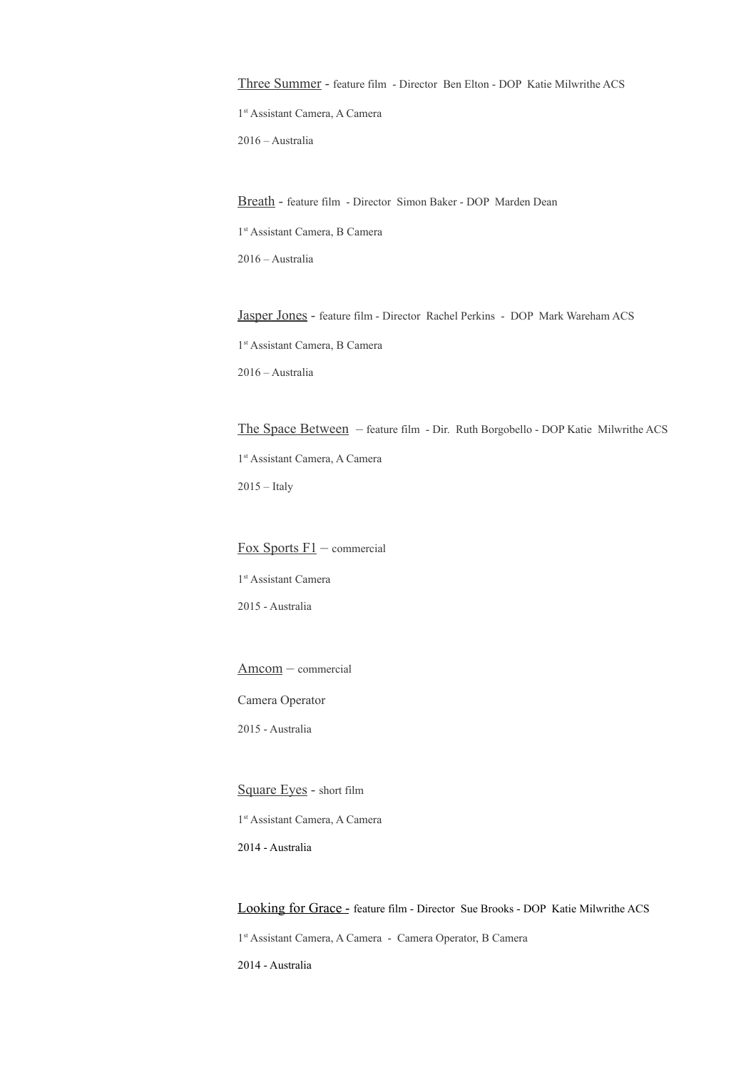Three Summer - feature film - Director Ben Elton - DOP Katie Milwrithe ACS

1st Assistant Camera, A Camera

2016 – Australia

Breath - feature film - Director Simon Baker - DOP Marden Dean

1st Assistant Camera, B Camera

2016 – Australia

Jasper Jones - feature film - Director Rachel Perkins - DOP Mark Wareham ACS

1st Assistant Camera, B Camera

2016 – Australia

The Space Between – feature film - Dir. Ruth Borgobello - DOP Katie Milwrithe ACS

1st Assistant Camera, A Camera

2015 – Italy

Fox Sports F1 – commercial

1st Assistant Camera

2015 - Australia

Amcom – commercial

Camera Operator

2015 - Australia

Square Eyes - short film

1st Assistant Camera, A Camera

2014 - Australia

Looking for Grace - feature film - Director Sue Brooks - DOP Katie Milwrithe ACS

1st Assistant Camera, A Camera - Camera Operator, B Camera

2014 - Australia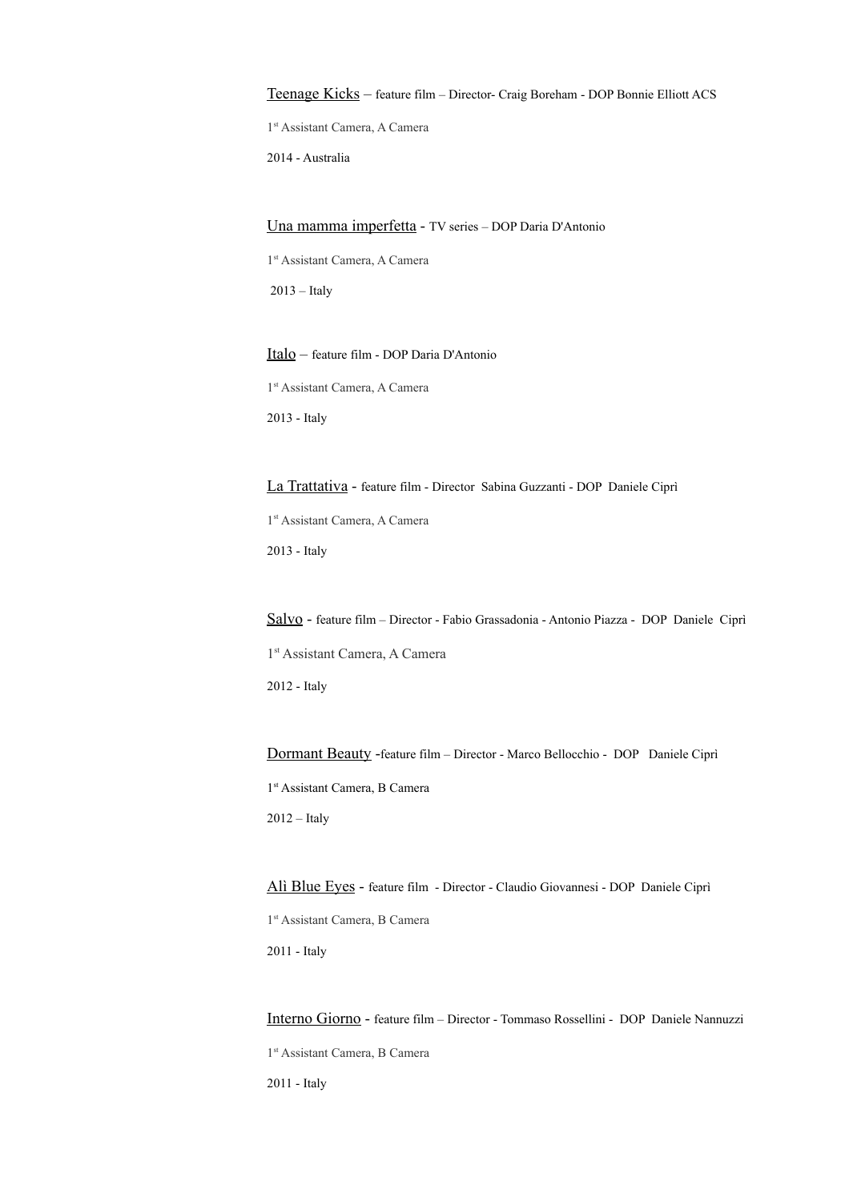Teenage Kicks – feature film – Director- Craig Boreham - DOP Bonnie Elliott ACS

1st Assistant Camera, A Camera

2014 - Australia

Una mamma imperfetta - TV series – DOP Daria D'Antonio

1st Assistant Camera, A Camera

2013 – Italy

Italo – feature film - DOP Daria D'Antonio

1st Assistant Camera, A Camera

2013 - Italy

La Trattativa - feature film - Director Sabina Guzzanti - DOP Daniele Ciprì

1st Assistant Camera, A Camera

2013 - Italy

Salvo - feature film – Director - Fabio Grassadonia - Antonio Piazza - DOP Daniele Ciprì

1st Assistant Camera, A Camera

2012 - Italy

Dormant Beauty -feature film – Director - Marco Bellocchio - DOP Daniele Ciprì

1st Assistant Camera, B Camera

2012 – Italy

Alì Blue Eyes - feature film - Director - Claudio Giovannesi - DOP Daniele Ciprì

1st Assistant Camera, B Camera

2011 - Italy

Interno Giorno - feature film – Director - Tommaso Rossellini - DOP Daniele Nannuzzi

1st Assistant Camera, B Camera

2011 - Italy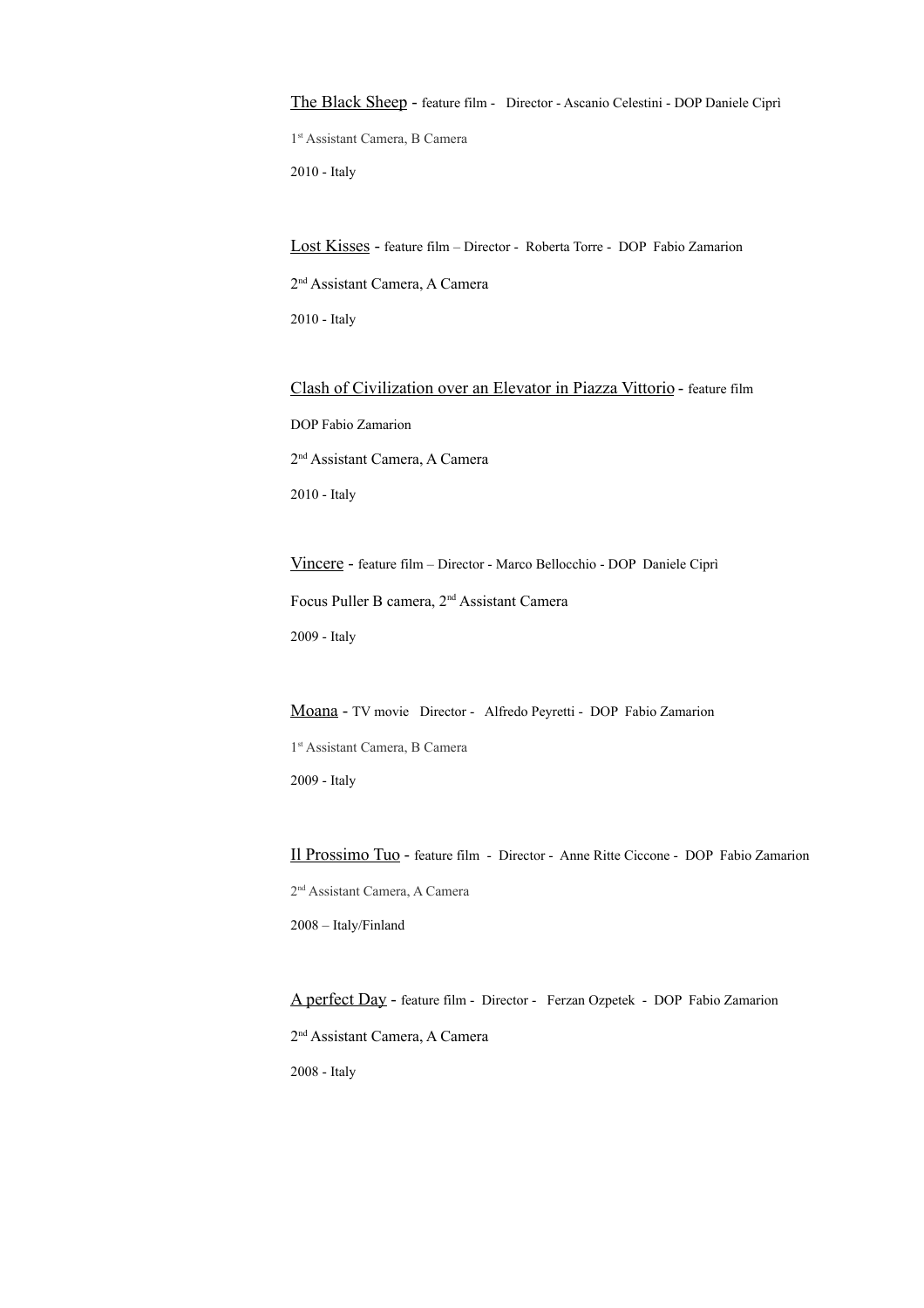<u>The Black Sheep</u> - feature film - Director - Ascanio Celestini - DOP Daniele Ciprì

1st Assistant Camera, B Camera

2010 - Italy

<u>Lost Kisses</u> - feature film – Director - Roberta Torre - DOP Fabio Zamarion

2nd Assistant Camera, A Camera

2010 - Italy

<u>Clash of Civilization over an Elevator in Piazza Vittorio</u> - feature film

DOP Fabio Zamarion

2nd Assistant Camera, A Camera

2010 - Italy

<u>Vincere</u> - feature film – Director - Marco Bellocchio - DOP Daniele Ciprì

Focus Puller B camera, 2nd Assistant Camera

2009 - Italy

<u>Moana</u> - TV movie Director - Alfredo Peyretti - DOP Fabio Zamarion

1st Assistant Camera, B Camera

2009 - Italy

<u>Il Prossimo Tuo</u> - feature film - Director - Anne Ritte Ciccone - DOP Fabio Zamarion

2nd Assistant Camera, A Camera

2008 – Italy/Finland

<u>A perfect Day</u> - feature film - Director - Ferzan Ozpetek - DOP Fabio Zamarion

2nd Assistant Camera, A Camera

2008 - Italy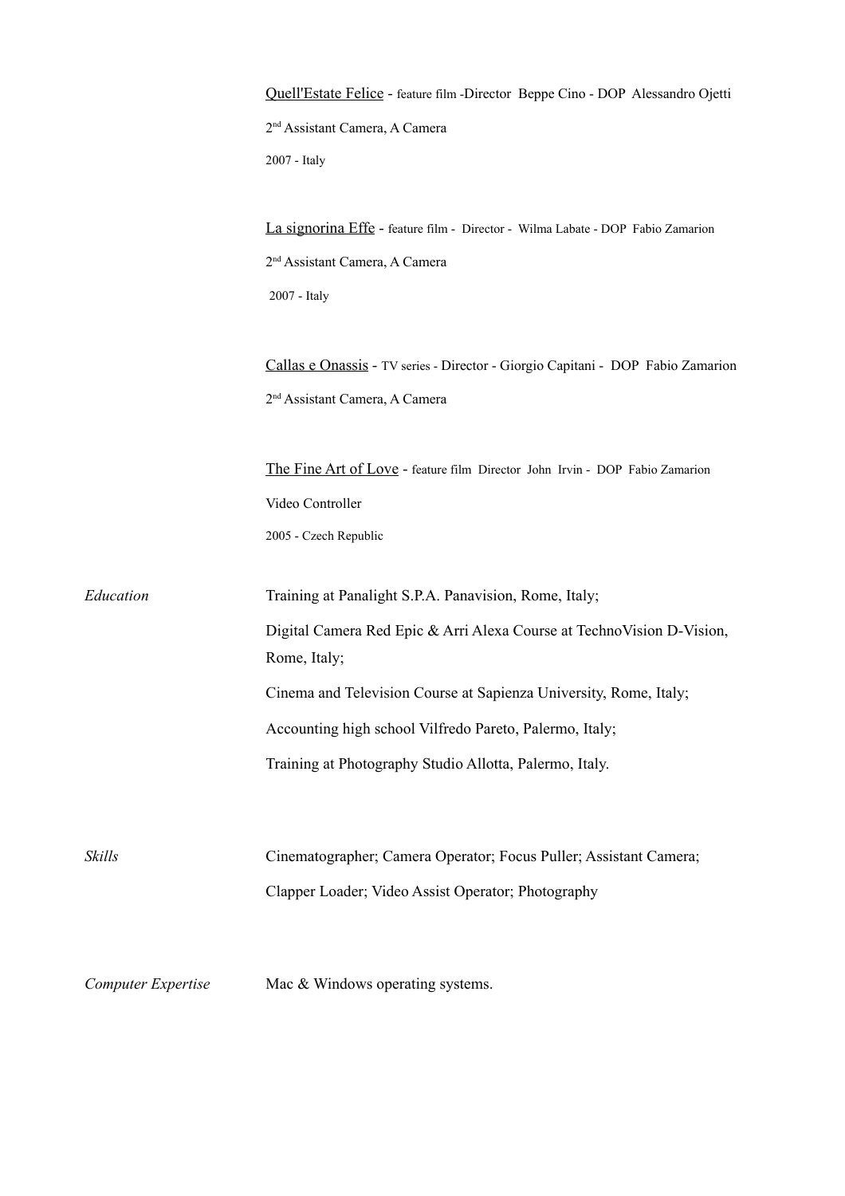Quell'Estate Felice - feature film -Director Beppe Cino - DOP Alessandro Ojetti

2nd Assistant Camera, A Camera

2007 - Italy

La signorina Effe - feature film - Director - Wilma Labate - DOP Fabio Zamarion

2nd Assistant Camera, A Camera

2007 - Italy

Callas e Onassis - TV series - Director - Giorgio Capitani - DOP Fabio Zamarion

2nd Assistant Camera, A Camera

The Fine Art of Love - feature film Director John Irvin - DOP Fabio Zamarion

Video Controller

2005 - Czech Republic

*Education*

Training at Panalight S.P.A. Panavision, Rome, Italy;

Digital Camera Red Epic & Arri Alexa Course at TechnoVision D-Vision, Rome, Italy;

Cinema and Television Course at Sapienza University, Rome, Italy;

Accounting high school Vilfredo Pareto, Palermo, Italy;

Training at Photography Studio Allotta, Palermo, Italy.

*Skills*

Cinematographer; Camera Operator; Focus Puller; Assistant Camera; Clapper Loader; Video Assist Operator; Photography

*Computer Expertise*

Mac & Windows operating systems.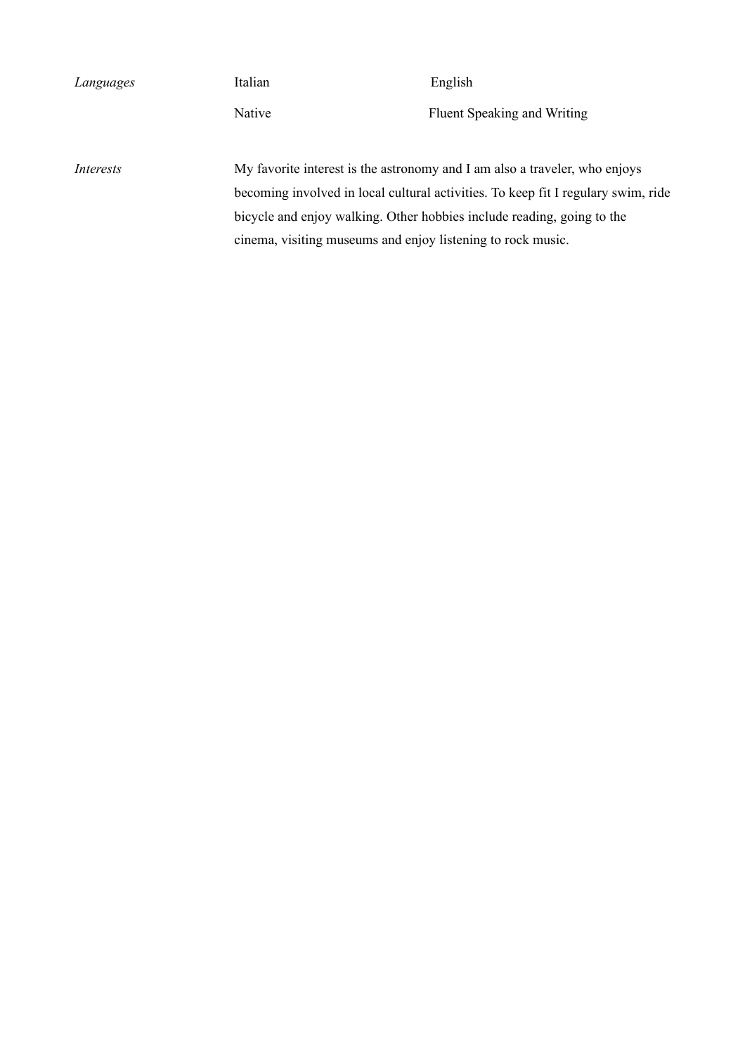| | | |
|---|---|---|
| *Languages* | Italian | English |
| | Native | Fluent Speaking and Writing |

*Interests*

My favorite interest is the astronomy and I am also a traveler, who enjoys becoming involved in local cultural activities. To keep fit I regulary swim, ride bicycle and enjoy walking. Other hobbies include reading, going to the cinema, visiting museums and enjoy listening to rock music.